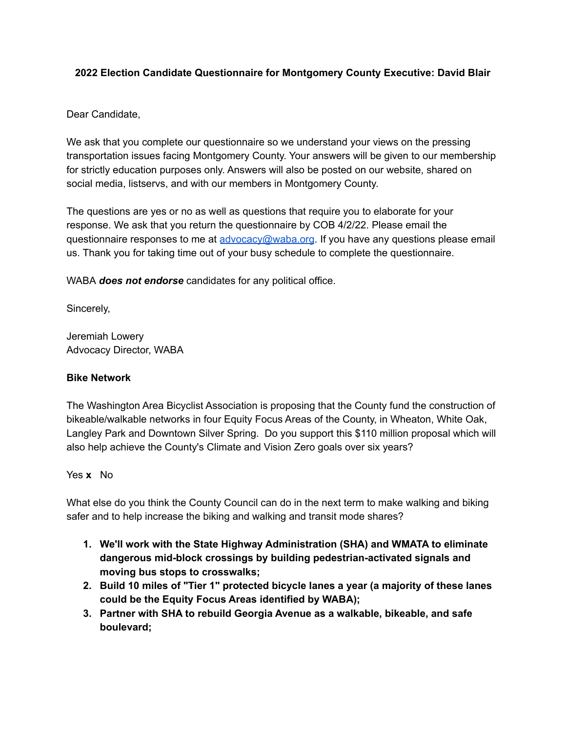**2022 Election Candidate Questionnaire for Montgomery County Executive: David Blair**

Dear Candidate,

We ask that you complete our questionnaire so we understand your views on the pressing transportation issues facing Montgomery County. Your answers will be given to our membership for strictly education purposes only. Answers will also be posted on our website, shared on social media, listservs, and with our members in Montgomery County.

The questions are yes or no as well as questions that require you to elaborate for your response. We ask that you return the questionnaire by COB 4/2/22. Please email the questionnaire responses to me at [advocacy@waba.org](mailto:advocacy@waba.org). If you have any questions please email us. Thank you for taking time out of your busy schedule to complete the questionnaire.

WABA ***does not endorse*** candidates for any political office.

Sincerely,

Jeremiah Lowery
Advocacy Director, WABA

**Bike Network**

The Washington Area Bicyclist Association is proposing that the County fund the construction of bikeable/walkable networks in four Equity Focus Areas of the County, in Wheaton, White Oak, Langley Park and Downtown Silver Spring. Do you support this $110 million proposal which will also help achieve the County's Climate and Vision Zero goals over six years?

Yes **x** No

What else do you think the County Council can do in the next term to make walking and biking safer and to help increase the biking and walking and transit mode shares?

1. **We'll work with the State Highway Administration (SHA) and WMATA to eliminate dangerous mid-block crossings by building pedestrian-activated signals and moving bus stops to crosswalks;**
2. **Build 10 miles of "Tier 1" protected bicycle lanes a year (a majority of these lanes could be the Equity Focus Areas identified by WABA);**
3. **Partner with SHA to rebuild Georgia Avenue as a walkable, bikeable, and safe boulevard;**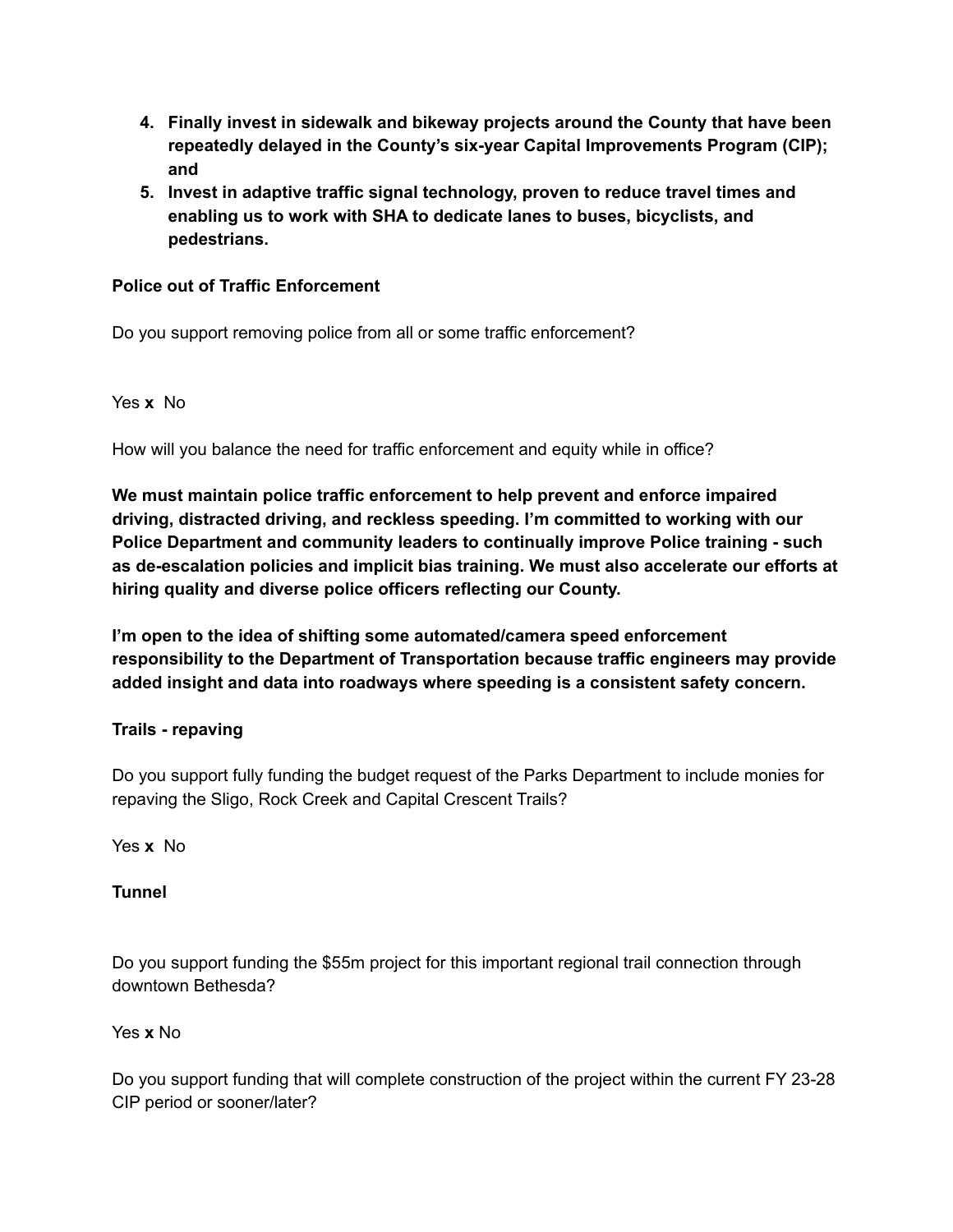4. **Finally invest in sidewalk and bikeway projects around the County that have been repeatedly delayed in the County's six-year Capital Improvements Program (CIP); and**
5. **Invest in adaptive traffic signal technology, proven to reduce travel times and enabling us to work with SHA to dedicate lanes to buses, bicyclists, and pedestrians.**

**Police out of Traffic Enforcement**

Do you support removing police from all or some traffic enforcement?

Yes **x** No

How will you balance the need for traffic enforcement and equity while in office?

**We must maintain police traffic enforcement to help prevent and enforce impaired driving, distracted driving, and reckless speeding. I'm committed to working with our Police Department and community leaders to continually improve Police training - such as de-escalation policies and implicit bias training. We must also accelerate our efforts at hiring quality and diverse police officers reflecting our County.**

**I'm open to the idea of shifting some automated/camera speed enforcement responsibility to the Department of Transportation because traffic engineers may provide added insight and data into roadways where speeding is a consistent safety concern.**

**Trails - repaving**

Do you support fully funding the budget request of the Parks Department to include monies for repaving the Sligo, Rock Creek and Capital Crescent Trails?

Yes **x** No

**Tunnel**

Do you support funding the $55m project for this important regional trail connection through downtown Bethesda?

Yes **x** No

Do you support funding that will complete construction of the project within the current FY 23-28 CIP period or sooner/later?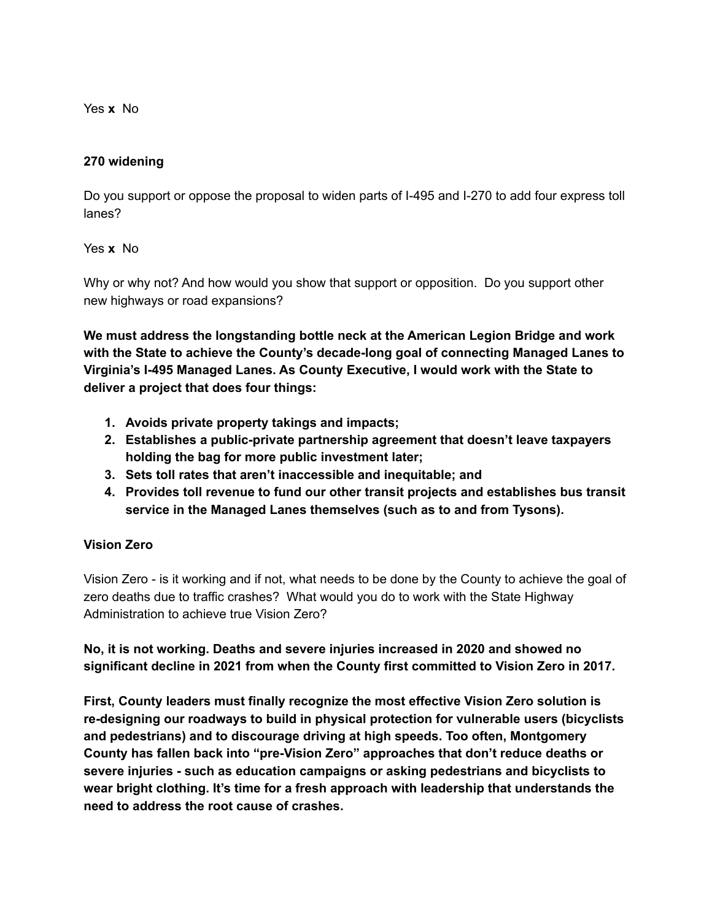Yes **x** No

**270 widening**

Do you support or oppose the proposal to widen parts of I-495 and I-270 to add four express toll lanes?

Yes **x** No

Why or why not? And how would you show that support or opposition. Do you support other new highways or road expansions?

**We must address the longstanding bottle neck at the American Legion Bridge and work with the State to achieve the County's decade-long goal of connecting Managed Lanes to Virginia's I-495 Managed Lanes. As County Executive, I would work with the State to deliver a project that does four things:**

1. **Avoids private property takings and impacts;**
2. **Establishes a public-private partnership agreement that doesn't leave taxpayers holding the bag for more public investment later;**
3. **Sets toll rates that aren't inaccessible and inequitable; and**
4. **Provides toll revenue to fund our other transit projects and establishes bus transit service in the Managed Lanes themselves (such as to and from Tysons).**

**Vision Zero**

Vision Zero - is it working and if not, what needs to be done by the County to achieve the goal of zero deaths due to traffic crashes? What would you do to work with the State Highway Administration to achieve true Vision Zero?

**No, it is not working. Deaths and severe injuries increased in 2020 and showed no significant decline in 2021 from when the County first committed to Vision Zero in 2017.**

**First, County leaders must finally recognize the most effective Vision Zero solution is re-designing our roadways to build in physical protection for vulnerable users (bicyclists and pedestrians) and to discourage driving at high speeds. Too often, Montgomery County has fallen back into "pre-Vision Zero" approaches that don't reduce deaths or severe injuries - such as education campaigns or asking pedestrians and bicyclists to wear bright clothing. It's time for a fresh approach with leadership that understands the need to address the root cause of crashes.**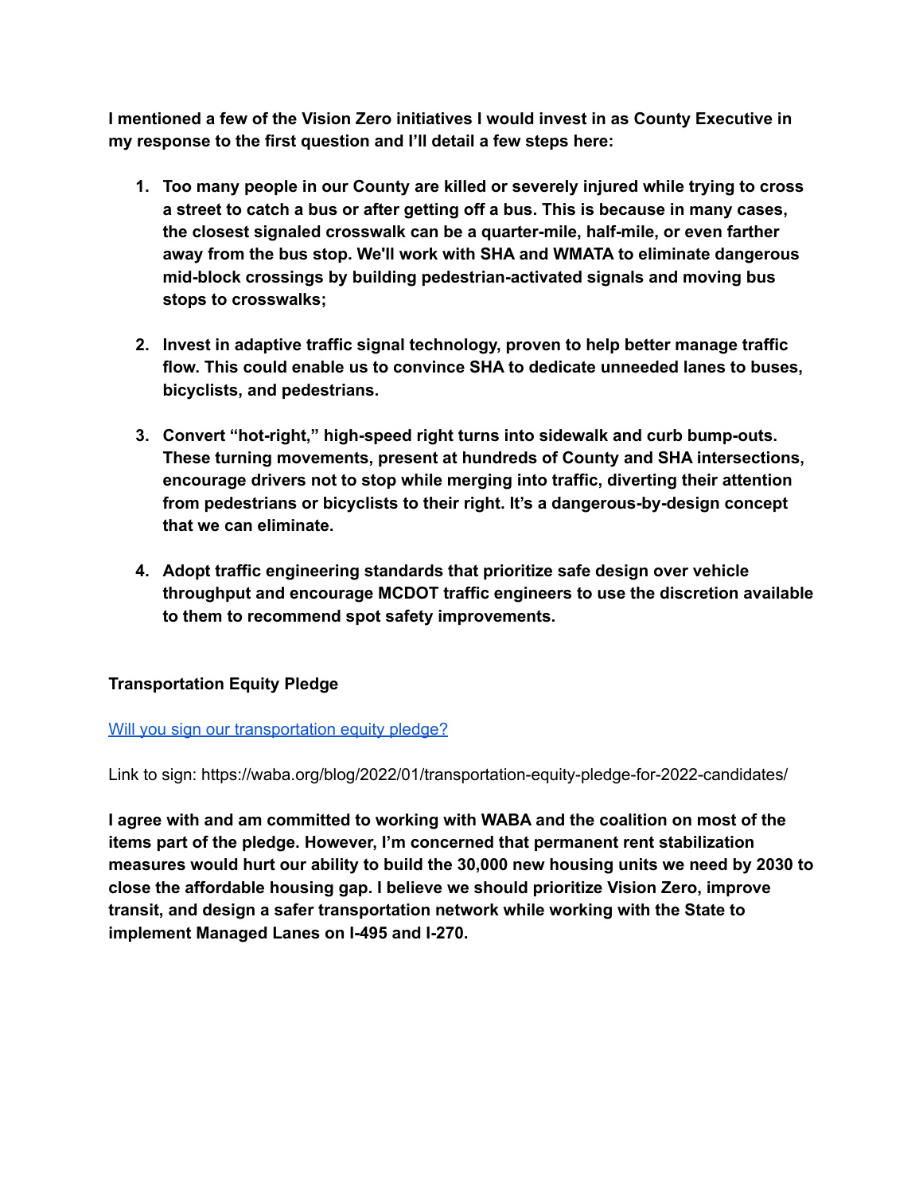**I mentioned a few of the Vision Zero initiatives I would invest in as County Executive in my response to the first question and I'll detail a few steps here:**

1. **Too many people in our County are killed or severely injured while trying to cross a street to catch a bus or after getting off a bus. This is because in many cases, the closest signaled crosswalk can be a quarter-mile, half-mile, or even farther away from the bus stop. We'll work with SHA and WMATA to eliminate dangerous mid-block crossings by building pedestrian-activated signals and moving bus stops to crosswalks;**

2. **Invest in adaptive traffic signal technology, proven to help better manage traffic flow. This could enable us to convince SHA to dedicate unneeded lanes to buses, bicyclists, and pedestrians.**

3. **Convert "hot-right," high-speed right turns into sidewalk and curb bump-outs. These turning movements, present at hundreds of County and SHA intersections, encourage drivers not to stop while merging into traffic, diverting their attention from pedestrians or bicyclists to their right. It's a dangerous-by-design concept that we can eliminate.**

4. **Adopt traffic engineering standards that prioritize safe design over vehicle throughput and encourage MCDOT traffic engineers to use the discretion available to them to recommend spot safety improvements.**

**Transportation Equity Pledge**

[Will you sign our transportation equity pledge?](https://waba.org/blog/2022/01/transportation-equity-pledge-for-2022-candidates/)

Link to sign: https://waba.org/blog/2022/01/transportation-equity-pledge-for-2022-candidates/

**I agree with and am committed to working with WABA and the coalition on most of the items part of the pledge. However, I'm concerned that permanent rent stabilization measures would hurt our ability to build the 30,000 new housing units we need by 2030 to close the affordable housing gap. I believe we should prioritize Vision Zero, improve transit, and design a safer transportation network while working with the State to implement Managed Lanes on I-495 and I-270.**